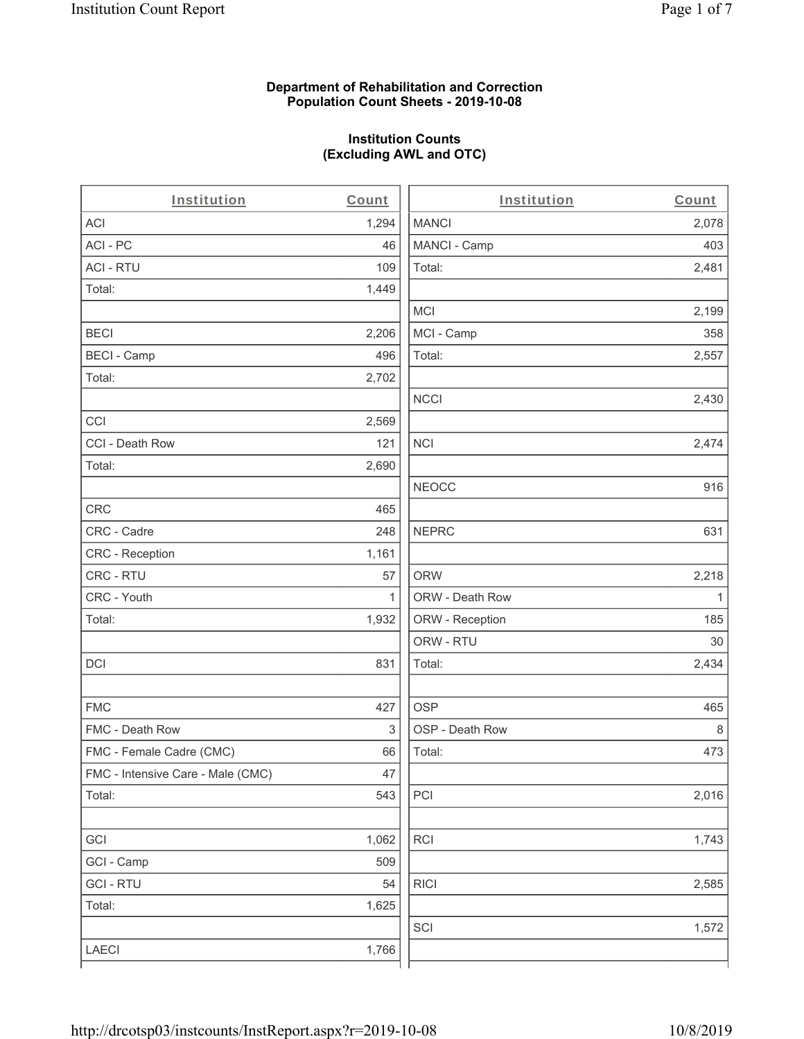**Department of Rehabilitation and Correction**
**Population Count Sheets - 2019-10-08**

**Institution Counts**
**(Excluding AWL and OTC)**

| Institution | Count | Institution | Count |
|---|---|---|---|
| ACI | 1,294 | MANCI | 2,078 |
| ACI - PC | 46 | MANCI - Camp | 403 |
| ACI - RTU | 109 | Total: | 2,481 |
| Total: | 1,449 | | |
| | | MCI | 2,199 |
| BECI | 2,206 | MCI - Camp | 358 |
| BECI - Camp | 496 | Total: | 2,557 |
| Total: | 2,702 | | |
| | | NCCI | 2,430 |
| CCI | 2,569 | | |
| CCI - Death Row | 121 | NCI | 2,474 |
| Total: | 2,690 | | |
| | | NEOCC | 916 |
| CRC | 465 | | |
| CRC - Cadre | 248 | NEPRC | 631 |
| CRC - Reception | 1,161 | | |
| CRC - RTU | 57 | ORW | 2,218 |
| CRC - Youth | 1 | ORW - Death Row | 1 |
| Total: | 1,932 | ORW - Reception | 185 |
| | | ORW - RTU | 30 |
| DCI | 831 | Total: | 2,434 |
| | | | |
| FMC | 427 | OSP | 465 |
| FMC - Death Row | 3 | OSP - Death Row | 8 |
| FMC - Female Cadre (CMC) | 66 | Total: | 473 |
| FMC - Intensive Care - Male (CMC) | 47 | | |
| Total: | 543 | PCI | 2,016 |
| | | | |
| GCI | 1,062 | RCI | 1,743 |
| GCI - Camp | 509 | | |
| GCI - RTU | 54 | RICI | 2,585 |
| Total: | 1,625 | | |
| | | SCI | 1,572 |
| LAECI | 1,766 | | |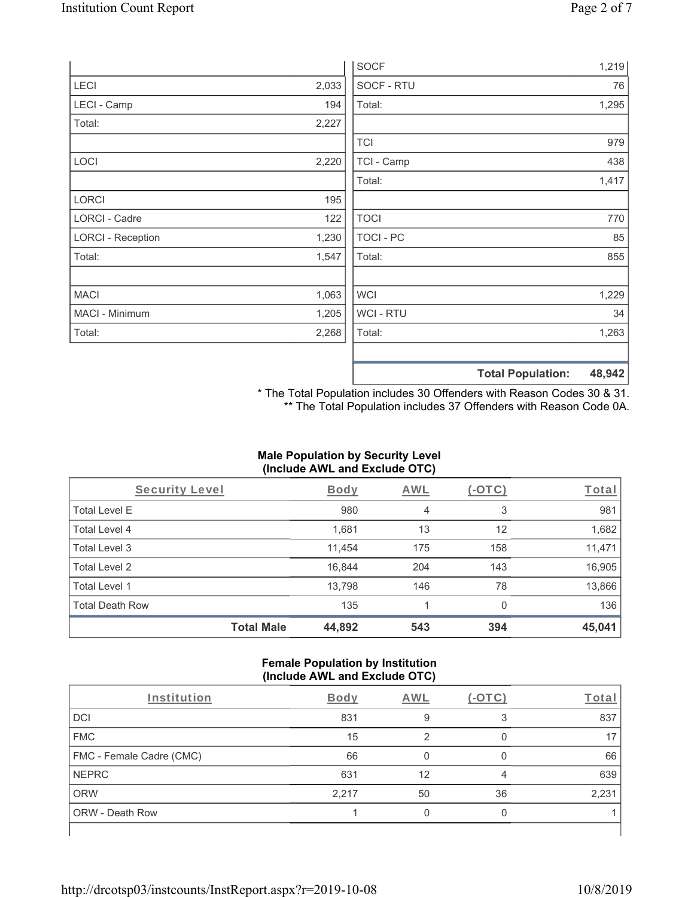| | |
|---|---|
| LECI | 2,033 |
| LECI - Camp | 194 |
| Total: | 2,227 |
| | |
| LOCI | 2,220 |
| | |
| LORCI | 195 |
| LORCI - Cadre | 122 |
| LORCI - Reception | 1,230 |
| Total: | 1,547 |
| | |
| MACI | 1,063 |
| MACI - Minimum | 1,205 |
| Total: | 2,268 |

| | |
|---|---|
| SOCF | 1,219 |
| SOCF - RTU | 76 |
| Total: | 1,295 |
| | |
| TCI | 979 |
| TCI - Camp | 438 |
| Total: | 1,417 |
| | |
| TOCI | 770 |
| TOCI - PC | 85 |
| Total: | 855 |
| | |
| WCI | 1,229 |
| WCI - RTU | 34 |
| Total: | 1,263 |
| | |
| **Total Population:** | **48,942** |

\* The Total Population includes 30 Offenders with Reason Codes 30 & 31.
\*\* The Total Population includes 37 Offenders with Reason Code 0A.

**Male Population by Security Level (Include AWL and Exclude OTC)**

| Security Level | Body | AWL | (-OTC) | Total |
|---|---|---|---|---|
| Total Level E | 980 | 4 | 3 | 981 |
| Total Level 4 | 1,681 | 13 | 12 | 1,682 |
| Total Level 3 | 11,454 | 175 | 158 | 11,471 |
| Total Level 2 | 16,844 | 204 | 143 | 16,905 |
| Total Level 1 | 13,798 | 146 | 78 | 13,866 |
| Total Death Row | 135 | 1 | 0 | 136 |
| **Total Male** | **44,892** | **543** | **394** | **45,041** |

**Female Population by Institution (Include AWL and Exclude OTC)**

| Institution | Body | AWL | (-OTC) | Total |
|---|---|---|---|---|
| DCI | 831 | 9 | 3 | 837 |
| FMC | 15 | 2 | 0 | 17 |
| FMC - Female Cadre (CMC) | 66 | 0 | 0 | 66 |
| NEPRC | 631 | 12 | 4 | 639 |
| ORW | 2,217 | 50 | 36 | 2,231 |
| ORW - Death Row | 1 | 0 | 0 | 1 |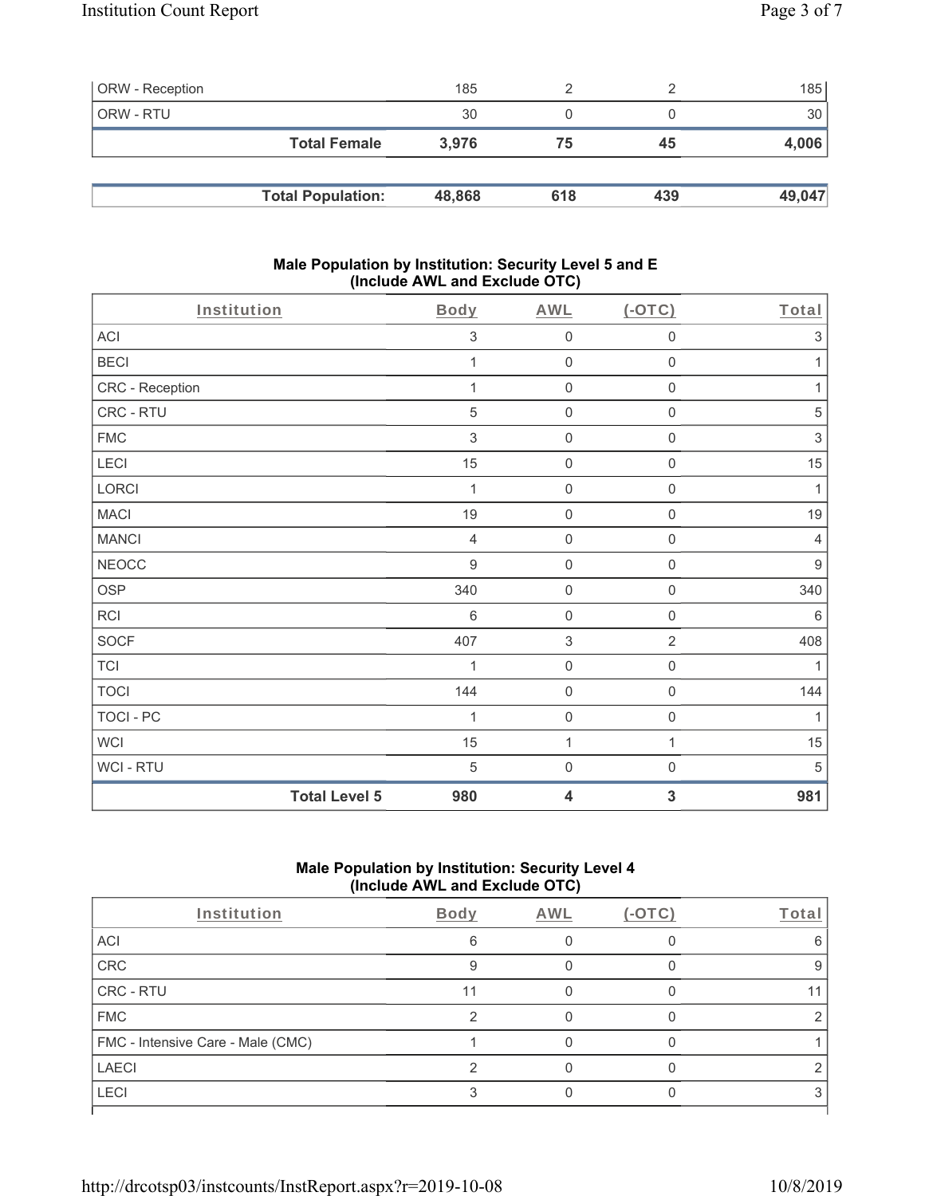| | | | | |
|---|---|---|---|---|
| ORW - Reception | 185 | 2 | 2 | 185 |
| ORW - RTU | 30 | 0 | 0 | 30 |
| **Total Female** | **3,976** | **75** | **45** | **4,006** |

| | | | | |
|---|---|---|---|---|
| **Total Population:** | **48,868** | **618** | **439** | **49,047** |

## Male Population by Institution: Security Level 5 and E (Include AWL and Exclude OTC)

| Institution | Body | AWL | (-OTC) | Total |
|---|---|---|---|---|
| ACI | 3 | 0 | 0 | 3 |
| BECI | 1 | 0 | 0 | 1 |
| CRC - Reception | 1 | 0 | 0 | 1 |
| CRC - RTU | 5 | 0 | 0 | 5 |
| FMC | 3 | 0 | 0 | 3 |
| LECI | 15 | 0 | 0 | 15 |
| LORCI | 1 | 0 | 0 | 1 |
| MACI | 19 | 0 | 0 | 19 |
| MANCI | 4 | 0 | 0 | 4 |
| NEOCC | 9 | 0 | 0 | 9 |
| OSP | 340 | 0 | 0 | 340 |
| RCI | 6 | 0 | 0 | 6 |
| SOCF | 407 | 3 | 2 | 408 |
| TCI | 1 | 0 | 0 | 1 |
| TOCI | 144 | 0 | 0 | 144 |
| TOCI - PC | 1 | 0 | 0 | 1 |
| WCI | 15 | 1 | 1 | 15 |
| WCI - RTU | 5 | 0 | 0 | 5 |
| **Total Level 5** | **980** | **4** | **3** | **981** |

## Male Population by Institution: Security Level 4 (Include AWL and Exclude OTC)

| Institution | Body | AWL | (-OTC) | Total |
|---|---|---|---|---|
| ACI | 6 | 0 | 0 | 6 |
| CRC | 9 | 0 | 0 | 9 |
| CRC - RTU | 11 | 0 | 0 | 11 |
| FMC | 2 | 0 | 0 | 2 |
| FMC - Intensive Care - Male (CMC) | 1 | 0 | 0 | 1 |
| LAECI | 2 | 0 | 0 | 2 |
| LECI | 3 | 0 | 0 | 3 |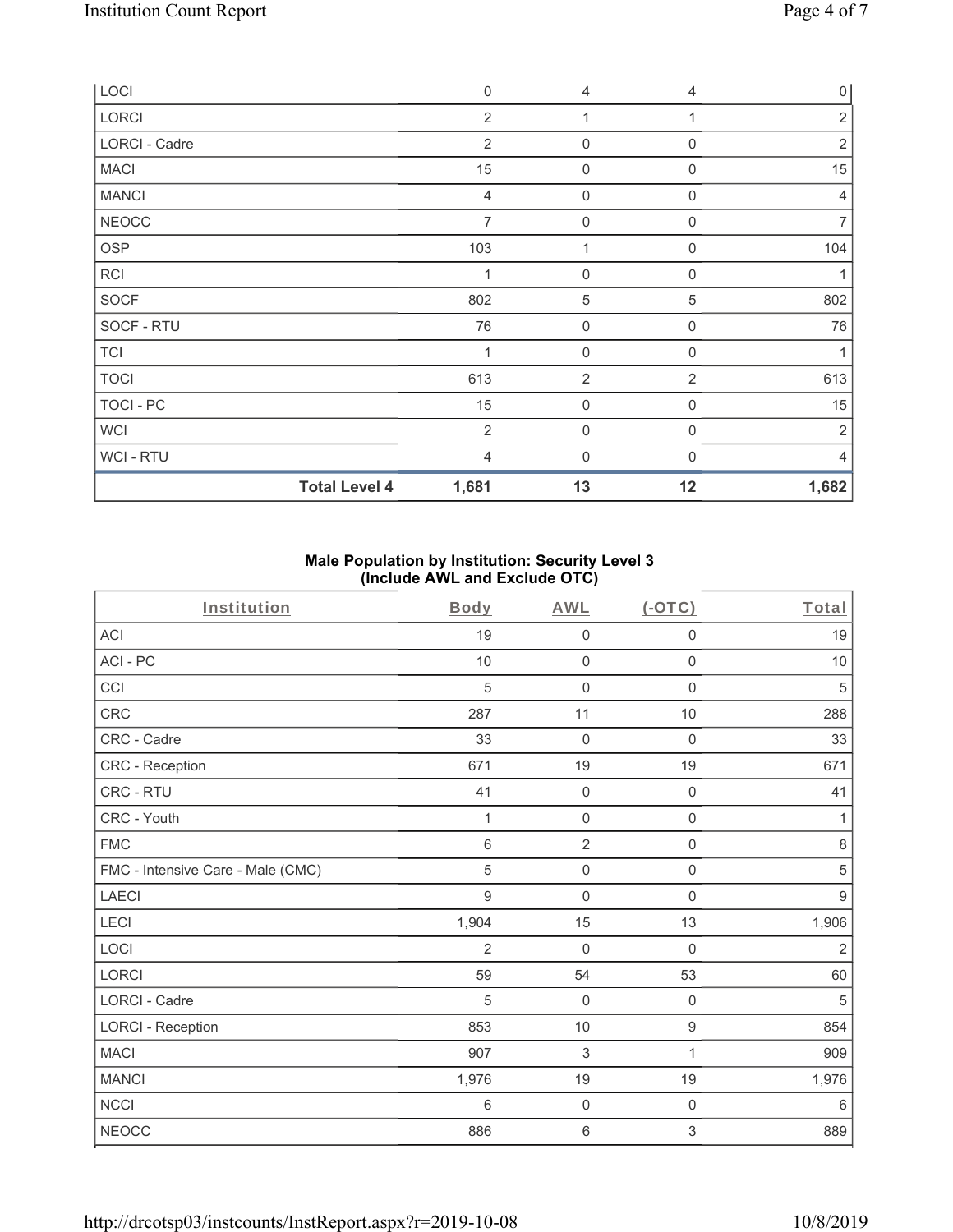| LOCI | 0 | 4 | 4 | 0 |
|---|---|---|---|---|
| LORCI | 2 | 1 | 1 | 2 |
| LORCI - Cadre | 2 | 0 | 0 | 2 |
| MACI | 15 | 0 | 0 | 15 |
| MANCI | 4 | 0 | 0 | 4 |
| NEOCC | 7 | 0 | 0 | 7 |
| OSP | 103 | 1 | 0 | 104 |
| RCI | 1 | 0 | 0 | 1 |
| SOCF | 802 | 5 | 5 | 802 |
| SOCF - RTU | 76 | 0 | 0 | 76 |
| TCI | 1 | 0 | 0 | 1 |
| TOCI | 613 | 2 | 2 | 613 |
| TOCI - PC | 15 | 0 | 0 | 15 |
| WCI | 2 | 0 | 0 | 2 |
| WCI - RTU | 4 | 0 | 0 | 4 |
| **Total Level 4** | **1,681** | **13** | **12** | **1,682** |

## Male Population by Institution: Security Level 3 (Include AWL and Exclude OTC)

| Institution | Body | AWL | (-OTC) | Total |
|---|---|---|---|---|
| ACI | 19 | 0 | 0 | 19 |
| ACI - PC | 10 | 0 | 0 | 10 |
| CCI | 5 | 0 | 0 | 5 |
| CRC | 287 | 11 | 10 | 288 |
| CRC - Cadre | 33 | 0 | 0 | 33 |
| CRC - Reception | 671 | 19 | 19 | 671 |
| CRC - RTU | 41 | 0 | 0 | 41 |
| CRC - Youth | 1 | 0 | 0 | 1 |
| FMC | 6 | 2 | 0 | 8 |
| FMC - Intensive Care - Male (CMC) | 5 | 0 | 0 | 5 |
| LAECI | 9 | 0 | 0 | 9 |
| LECI | 1,904 | 15 | 13 | 1,906 |
| LOCI | 2 | 0 | 0 | 2 |
| LORCI | 59 | 54 | 53 | 60 |
| LORCI - Cadre | 5 | 0 | 0 | 5 |
| LORCI - Reception | 853 | 10 | 9 | 854 |
| MACI | 907 | 3 | 1 | 909 |
| MANCI | 1,976 | 19 | 19 | 1,976 |
| NCCI | 6 | 0 | 0 | 6 |
| NEOCC | 886 | 6 | 3 | 889 |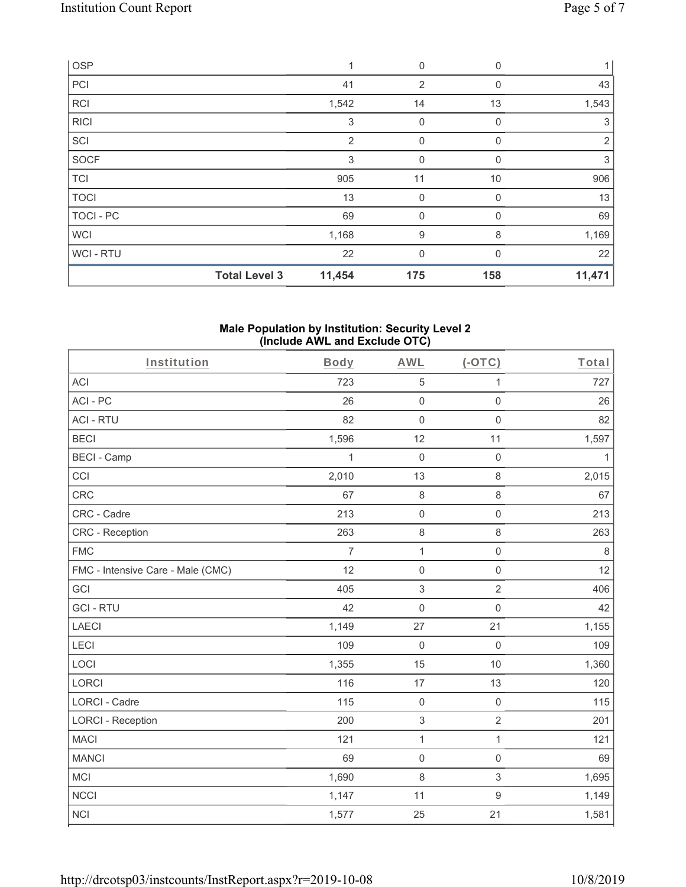| OSP | | 1 | 0 | 0 | 1 |
|---|---|---|---|---|---|
| PCI | | 41 | 2 | 0 | 43 |
| RCI | | 1,542 | 14 | 13 | 1,543 |
| RICI | | 3 | 0 | 0 | 3 |
| SCI | | 2 | 0 | 0 | 2 |
| SOCF | | 3 | 0 | 0 | 3 |
| TCI | | 905 | 11 | 10 | 906 |
| TOCI | | 13 | 0 | 0 | 13 |
| TOCI - PC | | 69 | 0 | 0 | 69 |
| WCI | | 1,168 | 9 | 8 | 1,169 |
| WCI - RTU | | 22 | 0 | 0 | 22 |
| | **Total Level 3** | **11,454** | **175** | **158** | **11,471** |

**Male Population by Institution: Security Level 2 (Include AWL and Exclude OTC)**

| Institution | Body | AWL | (-OTC) | Total |
|---|---|---|---|---|
| ACI | 723 | 5 | 1 | 727 |
| ACI - PC | 26 | 0 | 0 | 26 |
| ACI - RTU | 82 | 0 | 0 | 82 |
| BECI | 1,596 | 12 | 11 | 1,597 |
| BECI - Camp | 1 | 0 | 0 | 1 |
| CCI | 2,010 | 13 | 8 | 2,015 |
| CRC | 67 | 8 | 8 | 67 |
| CRC - Cadre | 213 | 0 | 0 | 213 |
| CRC - Reception | 263 | 8 | 8 | 263 |
| FMC | 7 | 1 | 0 | 8 |
| FMC - Intensive Care - Male (CMC) | 12 | 0 | 0 | 12 |
| GCI | 405 | 3 | 2 | 406 |
| GCI - RTU | 42 | 0 | 0 | 42 |
| LAECI | 1,149 | 27 | 21 | 1,155 |
| LECI | 109 | 0 | 0 | 109 |
| LOCI | 1,355 | 15 | 10 | 1,360 |
| LORCI | 116 | 17 | 13 | 120 |
| LORCI - Cadre | 115 | 0 | 0 | 115 |
| LORCI - Reception | 200 | 3 | 2 | 201 |
| MACI | 121 | 1 | 1 | 121 |
| MANCI | 69 | 0 | 0 | 69 |
| MCI | 1,690 | 8 | 3 | 1,695 |
| NCCI | 1,147 | 11 | 9 | 1,149 |
| NCI | 1,577 | 25 | 21 | 1,581 |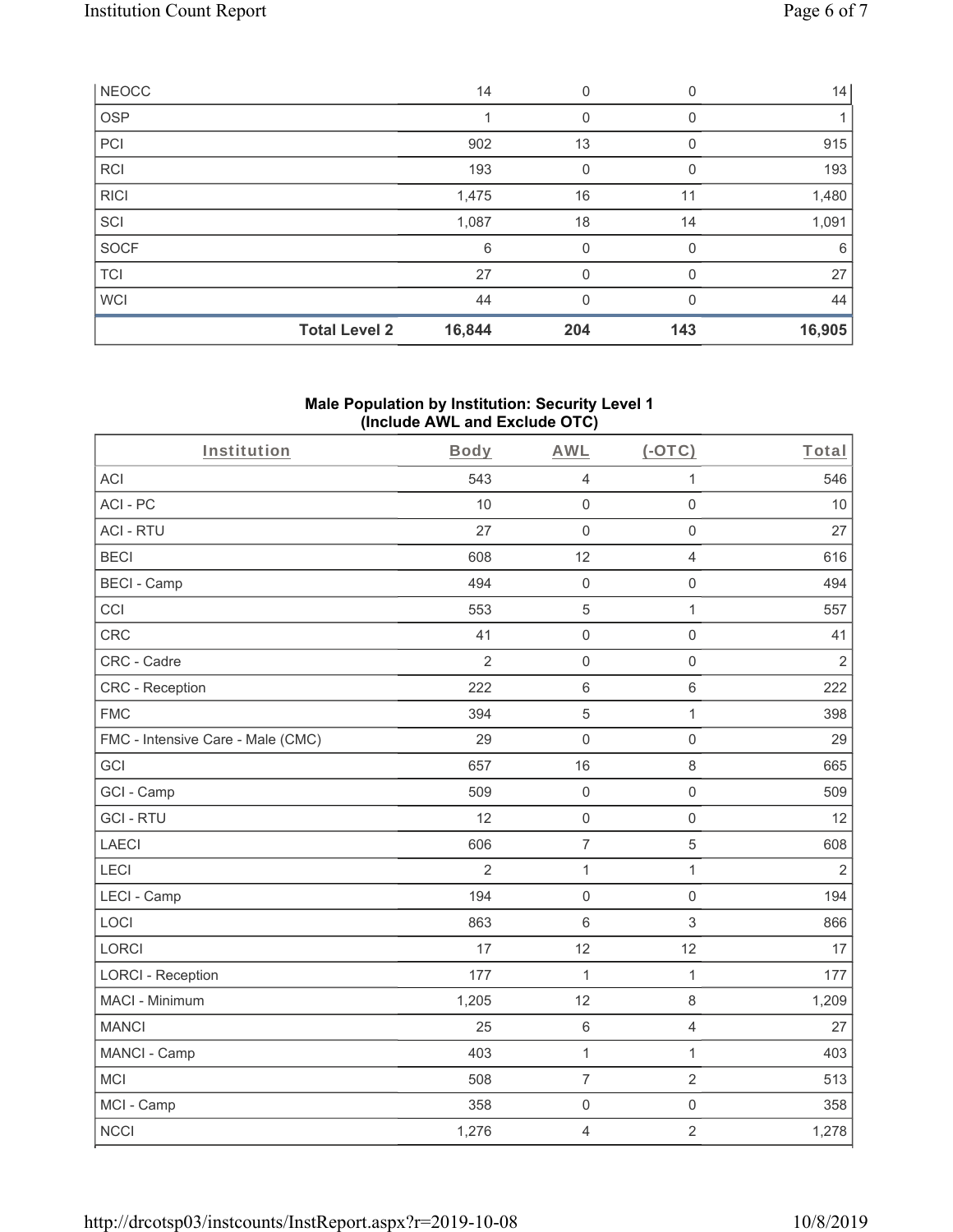| NEOCC | | 14 | 0 | 0 | 14 |
|---|---|---|---|---|---|
| OSP | | 1 | 0 | 0 | 1 |
| PCI | | 902 | 13 | 0 | 915 |
| RCI | | 193 | 0 | 0 | 193 |
| RICI | | 1,475 | 16 | 11 | 1,480 |
| SCI | | 1,087 | 18 | 14 | 1,091 |
| SOCF | | 6 | 0 | 0 | 6 |
| TCI | | 27 | 0 | 0 | 27 |
| WCI | | 44 | 0 | 0 | 44 |
| | **Total Level 2** | **16,844** | **204** | **143** | **16,905** |

**Male Population by Institution: Security Level 1 (Include AWL and Exclude OTC)**

| Institution | Body | AWL | (-OTC) | Total |
|---|---|---|---|---|
| ACI | 543 | 4 | 1 | 546 |
| ACI - PC | 10 | 0 | 0 | 10 |
| ACI - RTU | 27 | 0 | 0 | 27 |
| BECI | 608 | 12 | 4 | 616 |
| BECI - Camp | 494 | 0 | 0 | 494 |
| CCI | 553 | 5 | 1 | 557 |
| CRC | 41 | 0 | 0 | 41 |
| CRC - Cadre | 2 | 0 | 0 | 2 |
| CRC - Reception | 222 | 6 | 6 | 222 |
| FMC | 394 | 5 | 1 | 398 |
| FMC - Intensive Care - Male (CMC) | 29 | 0 | 0 | 29 |
| GCI | 657 | 16 | 8 | 665 |
| GCI - Camp | 509 | 0 | 0 | 509 |
| GCI - RTU | 12 | 0 | 0 | 12 |
| LAECI | 606 | 7 | 5 | 608 |
| LECI | 2 | 1 | 1 | 2 |
| LECI - Camp | 194 | 0 | 0 | 194 |
| LOCI | 863 | 6 | 3 | 866 |
| LORCI | 17 | 12 | 12 | 17 |
| LORCI - Reception | 177 | 1 | 1 | 177 |
| MACI - Minimum | 1,205 | 12 | 8 | 1,209 |
| MANCI | 25 | 6 | 4 | 27 |
| MANCI - Camp | 403 | 1 | 1 | 403 |
| MCI | 508 | 7 | 2 | 513 |
| MCI - Camp | 358 | 0 | 0 | 358 |
| NCCI | 1,276 | 4 | 2 | 1,278 |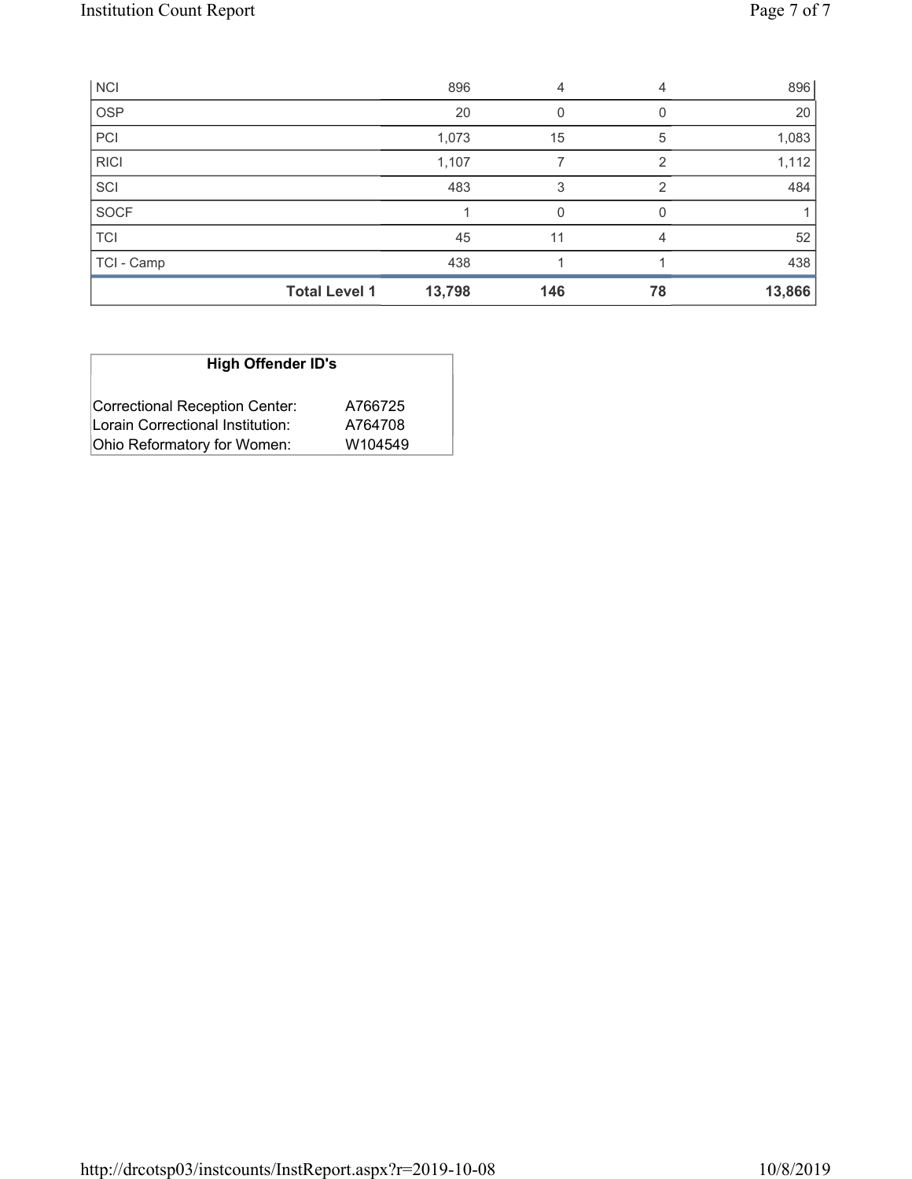| | | | | |
|---|---|---|---|---|
| NCI | 896 | 4 | 4 | 896 |
| OSP | 20 | 0 | 0 | 20 |
| PCI | 1,073 | 15 | 5 | 1,083 |
| RICI | 1,107 | 7 | 2 | 1,112 |
| SCI | 483 | 3 | 2 | 484 |
| SOCF | 1 | 0 | 0 | 1 |
| TCI | 45 | 11 | 4 | 52 |
| TCI - Camp | 438 | 1 | 1 | 438 |
| **Total Level 1** | **13,798** | **146** | **78** | **13,866** |

| High Offender ID's | |
|---|---|
| Correctional Reception Center: | A766725 |
| Lorain Correctional Institution: | A764708 |
| Ohio Reformatory for Women: | W104549 |